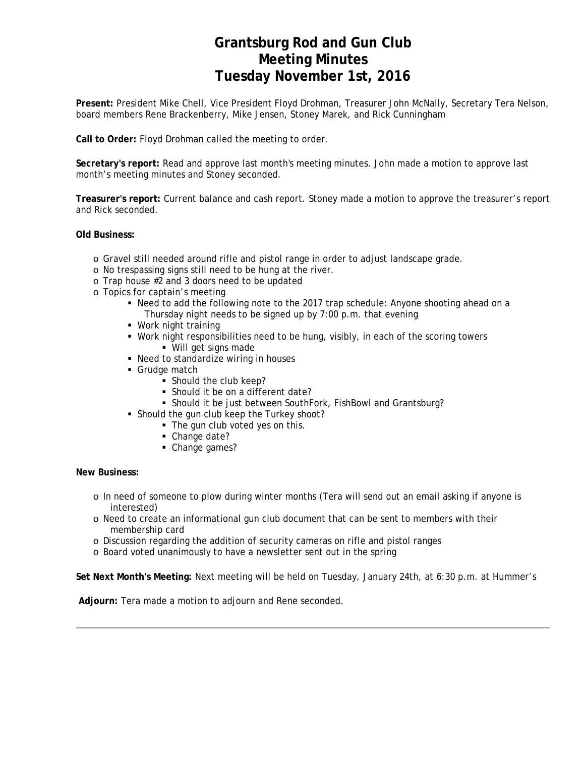# Grantsburg Rod and Gun Club
# Meeting Minutes
# Tuesday November 1st, 2016

**Present:** President Mike Chell, Vice President Floyd Drohman, Treasurer John McNally, Secretary Tera Nelson, board members Rene Brackenberry, Mike Jensen, Stoney Marek, and Rick Cunningham

**Call to Order:** Floyd Drohman called the meeting to order.

**Secretary's report:** Read and approve last month's meeting minutes. John made a motion to approve last month's meeting minutes and Stoney seconded.

**Treasurer's report:** Current balance and cash report. Stoney made a motion to approve the treasurer's report and Rick seconded.

**Old Business:**

- Gravel still needed around rifle and pistol range in order to adjust landscape grade.
- No trespassing signs still need to be hung at the river.
- Trap house #2 and 3 doors need to be updated
- Topics for captain's meeting
    - Need to add the following note to the 2017 trap schedule: Anyone shooting ahead on a Thursday night needs to be signed up by 7:00 p.m. that evening
    - Work night training
    - Work night responsibilities need to be hung, visibly, in each of the scoring towers
        - Will get signs made
    - Need to standardize wiring in houses
    - Grudge match
        - Should the club keep?
        - Should it be on a different date?
        - Should it be just between SouthFork, FishBowl and Grantsburg?
    - Should the gun club keep the Turkey shoot?
        - The gun club voted yes on this.
        - Change date?
        - Change games?

**New Business:**

- In need of someone to plow during winter months (Tera will send out an email asking if anyone is interested)
- Need to create an informational gun club document that can be sent to members with their membership card
- Discussion regarding the addition of security cameras on rifle and pistol ranges
- Board voted unanimously to have a newsletter sent out in the spring

**Set Next Month's Meeting:** Next meeting will be held on Tuesday, January 24th, at 6:30 p.m. at Hummer's

**Adjourn:** Tera made a motion to adjourn and Rene seconded.

---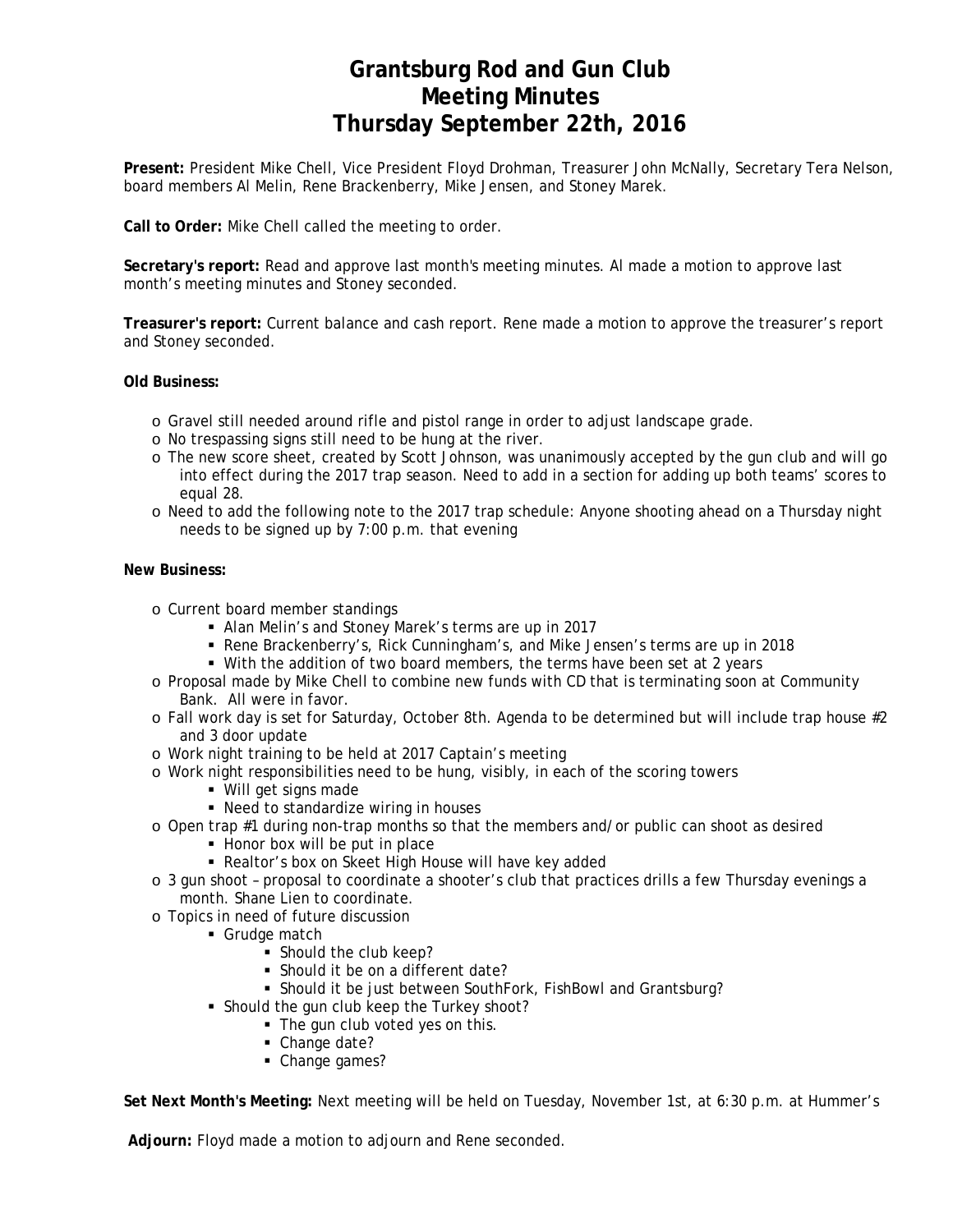# Grantsburg Rod and Gun Club
# Meeting Minutes
# Thursday September 22th, 2016

**Present:** President Mike Chell, Vice President Floyd Drohman, Treasurer John McNally, Secretary Tera Nelson, board members Al Melin, Rene Brackenberry, Mike Jensen, and Stoney Marek.

**Call to Order:** Mike Chell called the meeting to order.

**Secretary's report:** Read and approve last month's meeting minutes. Al made a motion to approve last month's meeting minutes and Stoney seconded.

**Treasurer's report:** Current balance and cash report. Rene made a motion to approve the treasurer's report and Stoney seconded.

**Old Business:**

- Gravel still needed around rifle and pistol range in order to adjust landscape grade.
- No trespassing signs still need to be hung at the river.
- The new score sheet, created by Scott Johnson, was unanimously accepted by the gun club and will go into effect during the 2017 trap season. Need to add in a section for adding up both teams' scores to equal 28.
- Need to add the following note to the 2017 trap schedule: Anyone shooting ahead on a Thursday night needs to be signed up by 7:00 p.m. that evening

**New Business:**

- Current board member standings
  - Alan Melin's and Stoney Marek's terms are up in 2017
  - Rene Brackenberry's, Rick Cunningham's, and Mike Jensen's terms are up in 2018
  - With the addition of two board members, the terms have been set at 2 years
- Proposal made by Mike Chell to combine new funds with CD that is terminating soon at Community Bank. All were in favor.
- Fall work day is set for Saturday, October 8th. Agenda to be determined but will include trap house #2 and 3 door update
- Work night training to be held at 2017 Captain's meeting
- Work night responsibilities need to be hung, visibly, in each of the scoring towers
  - Will get signs made
  - Need to standardize wiring in houses
- Open trap #1 during non-trap months so that the members and/or public can shoot as desired
  - Honor box will be put in place
  - Realtor's box on Skeet High House will have key added
- 3 gun shoot – proposal to coordinate a shooter's club that practices drills a few Thursday evenings a month. Shane Lien to coordinate.
- Topics in need of future discussion
  - Grudge match
    - Should the club keep?
    - Should it be on a different date?
    - Should it be just between SouthFork, FishBowl and Grantsburg?
  - Should the gun club keep the Turkey shoot?
    - The gun club voted yes on this.
    - Change date?
    - Change games?

**Set Next Month's Meeting:** Next meeting will be held on Tuesday, November 1st, at 6:30 p.m. at Hummer's

**Adjourn:** Floyd made a motion to adjourn and Rene seconded.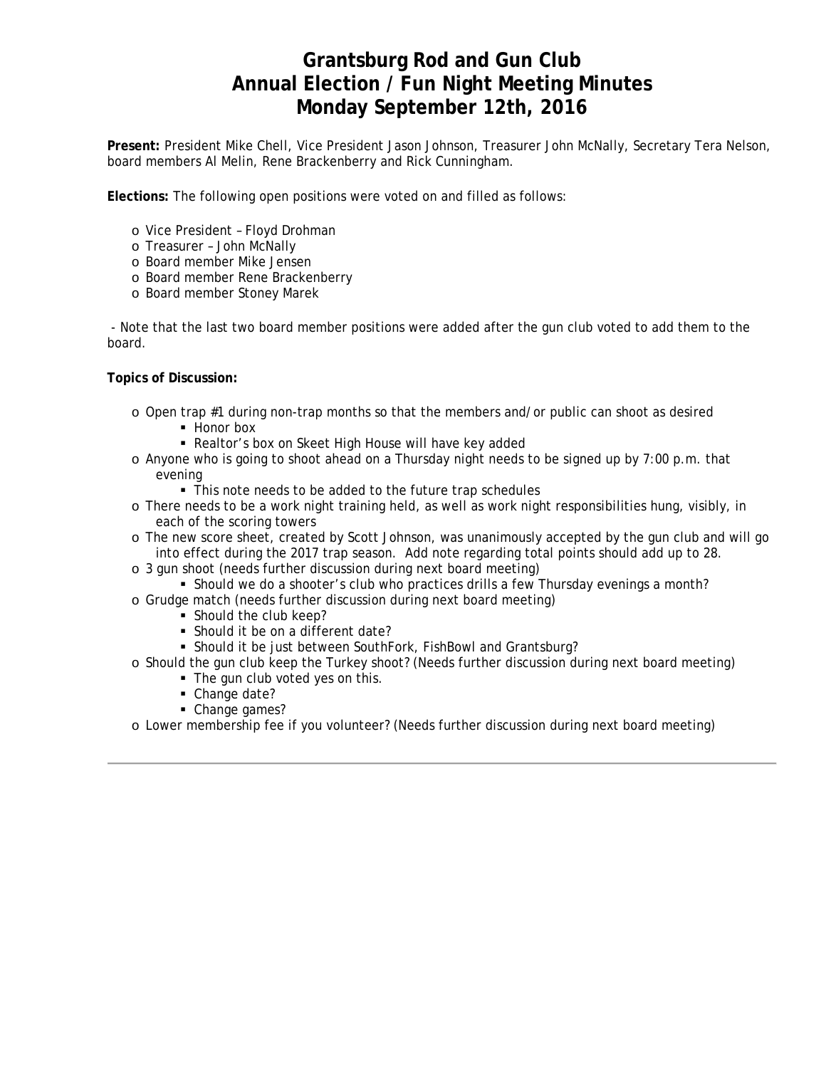# Grantsburg Rod and Gun Club
# Annual Election / Fun Night Meeting Minutes
# Monday September 12th, 2016

**Present:** President Mike Chell, Vice President Jason Johnson, Treasurer John McNally, Secretary Tera Nelson, board members Al Melin, Rene Brackenberry and Rick Cunningham.

**Elections:** The following open positions were voted on and filled as follows:

- Vice President – Floyd Drohman
- Treasurer – John McNally
- Board member Mike Jensen
- Board member Rene Brackenberry
- Board member Stoney Marek

- Note that the last two board member positions were added after the gun club voted to add them to the board.

**Topics of Discussion:**

- Open trap #1 during non-trap months so that the members and/or public can shoot as desired
  - Honor box
  - Realtor's box on Skeet High House will have key added
- Anyone who is going to shoot ahead on a Thursday night needs to be signed up by 7:00 p.m. that evening
  - This note needs to be added to the future trap schedules
- There needs to be a work night training held, as well as work night responsibilities hung, visibly, in each of the scoring towers
- The new score sheet, created by Scott Johnson, was unanimously accepted by the gun club and will go into effect during the 2017 trap season. Add note regarding total points should add up to 28.
- 3 gun shoot (needs further discussion during next board meeting)
  - Should we do a shooter's club who practices drills a few Thursday evenings a month?
- Grudge match (needs further discussion during next board meeting)
  - Should the club keep?
  - Should it be on a different date?
  - Should it be just between SouthFork, FishBowl and Grantsburg?
- Should the gun club keep the Turkey shoot? (Needs further discussion during next board meeting)
  - The gun club voted yes on this.
  - Change date?
  - Change games?
- Lower membership fee if you volunteer? (Needs further discussion during next board meeting)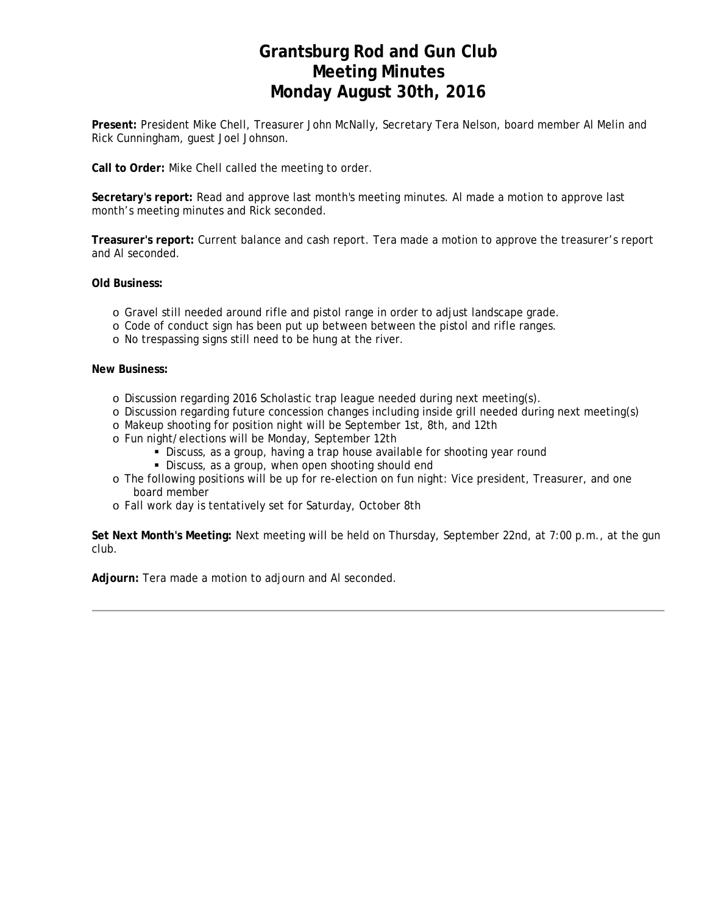# Grantsburg Rod and Gun Club
# Meeting Minutes
# Monday August 30th, 2016

**Present:** President Mike Chell, Treasurer John McNally, Secretary Tera Nelson, board member Al Melin and Rick Cunningham, guest Joel Johnson.

**Call to Order:** Mike Chell called the meeting to order.

**Secretary's report:** Read and approve last month's meeting minutes. Al made a motion to approve last month's meeting minutes and Rick seconded.

**Treasurer's report:** Current balance and cash report. Tera made a motion to approve the treasurer's report and Al seconded.

**Old Business:**

- Gravel still needed around rifle and pistol range in order to adjust landscape grade.
- Code of conduct sign has been put up between between the pistol and rifle ranges.
- No trespassing signs still need to be hung at the river.

**New Business:**

- Discussion regarding 2016 Scholastic trap league needed during next meeting(s).
- Discussion regarding future concession changes including inside grill needed during next meeting(s)
- Makeup shooting for position night will be September 1st, 8th, and 12th
- Fun night/elections will be Monday, September 12th
    - Discuss, as a group, having a trap house available for shooting year round
    - Discuss, as a group, when open shooting should end
- The following positions will be up for re-election on fun night: Vice president, Treasurer, and one board member
- Fall work day is tentatively set for Saturday, October 8th

**Set Next Month's Meeting:** Next meeting will be held on Thursday, September 22nd, at 7:00 p.m., at the gun club.

**Adjourn:** Tera made a motion to adjourn and Al seconded.

---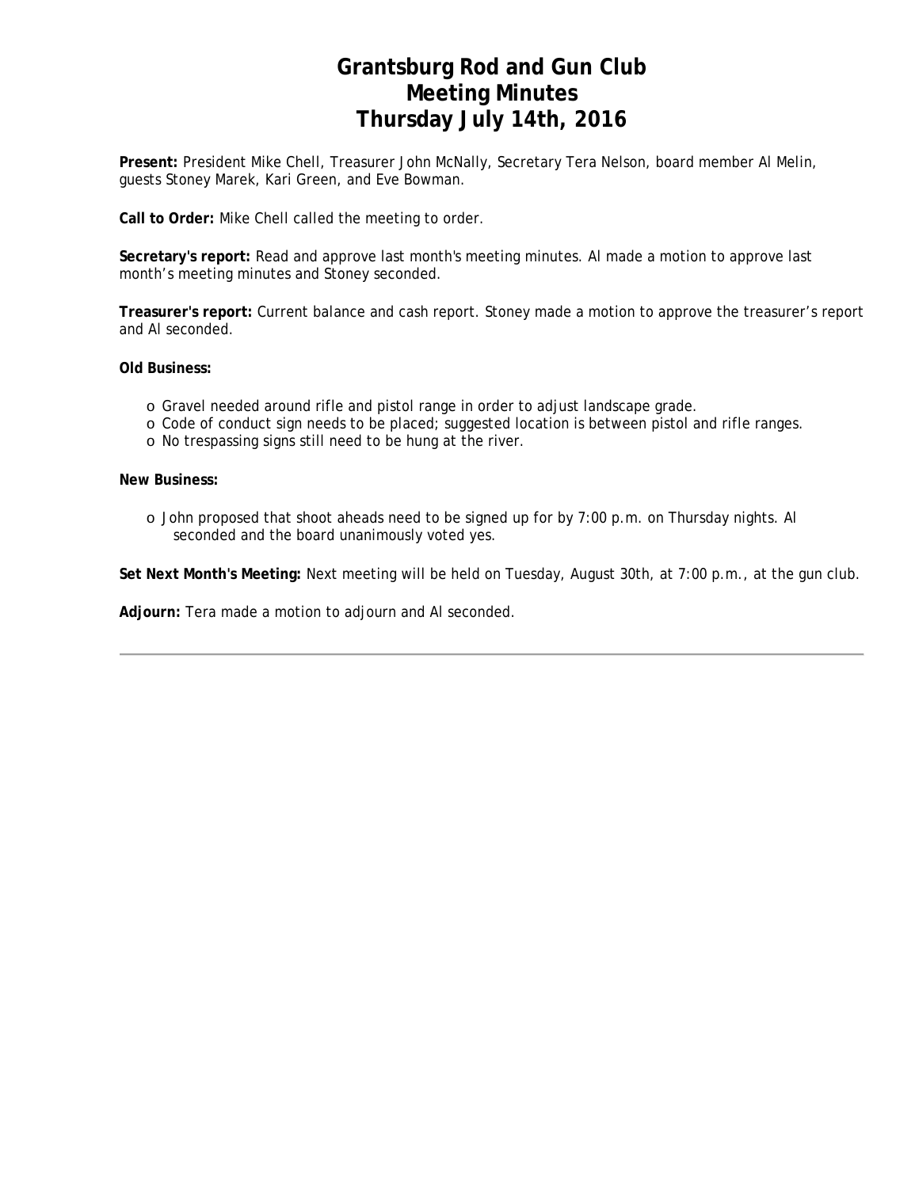# Grantsburg Rod and Gun Club
# Meeting Minutes
# Thursday July 14th, 2016

**Present:** President Mike Chell, Treasurer John McNally, Secretary Tera Nelson, board member Al Melin, guests Stoney Marek, Kari Green, and Eve Bowman.

**Call to Order:** Mike Chell called the meeting to order.

**Secretary's report:** Read and approve last month's meeting minutes. Al made a motion to approve last month's meeting minutes and Stoney seconded.

**Treasurer's report:** Current balance and cash report. Stoney made a motion to approve the treasurer's report and Al seconded.

**Old Business:**

- Gravel needed around rifle and pistol range in order to adjust landscape grade.
- Code of conduct sign needs to be placed; suggested location is between pistol and rifle ranges.
- No trespassing signs still need to be hung at the river.

**New Business:**

- John proposed that shoot aheads need to be signed up for by 7:00 p.m. on Thursday nights. Al seconded and the board unanimously voted yes.

**Set Next Month's Meeting:** Next meeting will be held on Tuesday, August 30th, at 7:00 p.m., at the gun club.

**Adjourn:** Tera made a motion to adjourn and Al seconded.

---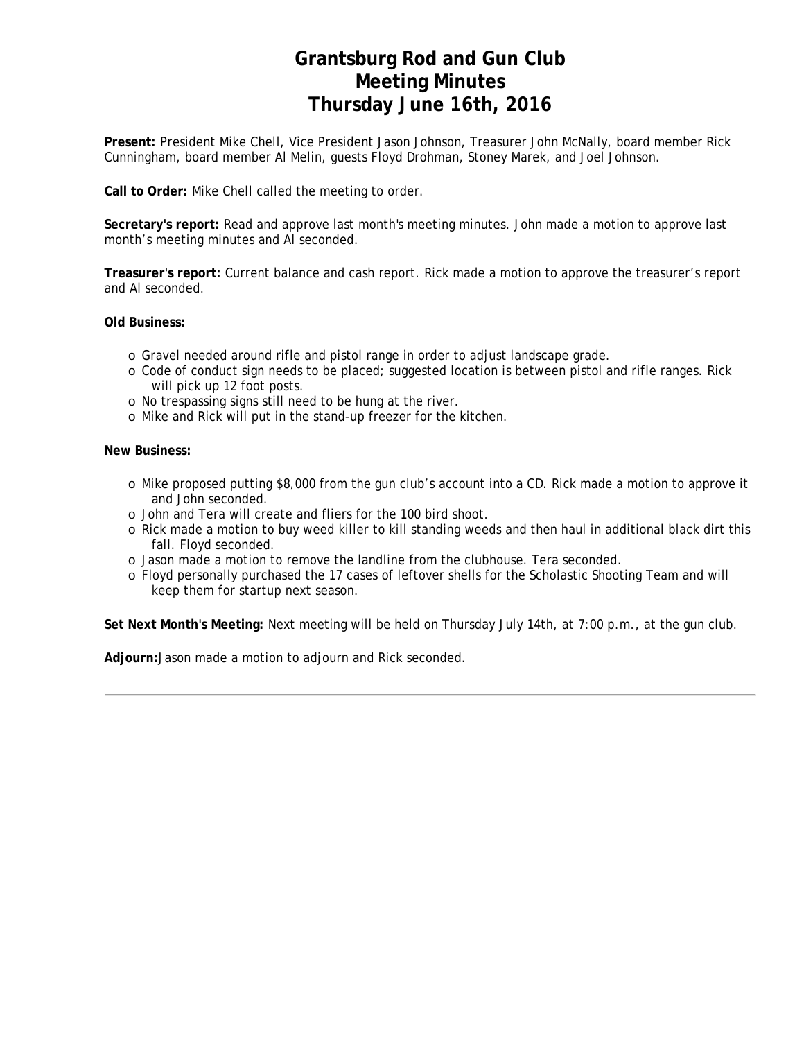# Grantsburg Rod and Gun Club
# Meeting Minutes
# Thursday June 16th, 2016

**Present:** President Mike Chell, Vice President Jason Johnson, Treasurer John McNally, board member Rick Cunningham, board member Al Melin, guests Floyd Drohman, Stoney Marek, and Joel Johnson.

**Call to Order:** Mike Chell called the meeting to order.

**Secretary's report:** Read and approve last month's meeting minutes. John made a motion to approve last month's meeting minutes and Al seconded.

**Treasurer's report:** Current balance and cash report. Rick made a motion to approve the treasurer's report and Al seconded.

**Old Business:**

- Gravel needed around rifle and pistol range in order to adjust landscape grade.
- Code of conduct sign needs to be placed; suggested location is between pistol and rifle ranges. Rick will pick up 12 foot posts.
- No trespassing signs still need to be hung at the river.
- Mike and Rick will put in the stand-up freezer for the kitchen.

**New Business:**

- Mike proposed putting $8,000 from the gun club's account into a CD. Rick made a motion to approve it and John seconded.
- John and Tera will create and fliers for the 100 bird shoot.
- Rick made a motion to buy weed killer to kill standing weeds and then haul in additional black dirt this fall. Floyd seconded.
- Jason made a motion to remove the landline from the clubhouse. Tera seconded.
- Floyd personally purchased the 17 cases of leftover shells for the Scholastic Shooting Team and will keep them for startup next season.

**Set Next Month's Meeting:** Next meeting will be held on Thursday July 14th, at 7:00 p.m., at the gun club.

**Adjourn:** Jason made a motion to adjourn and Rick seconded.

---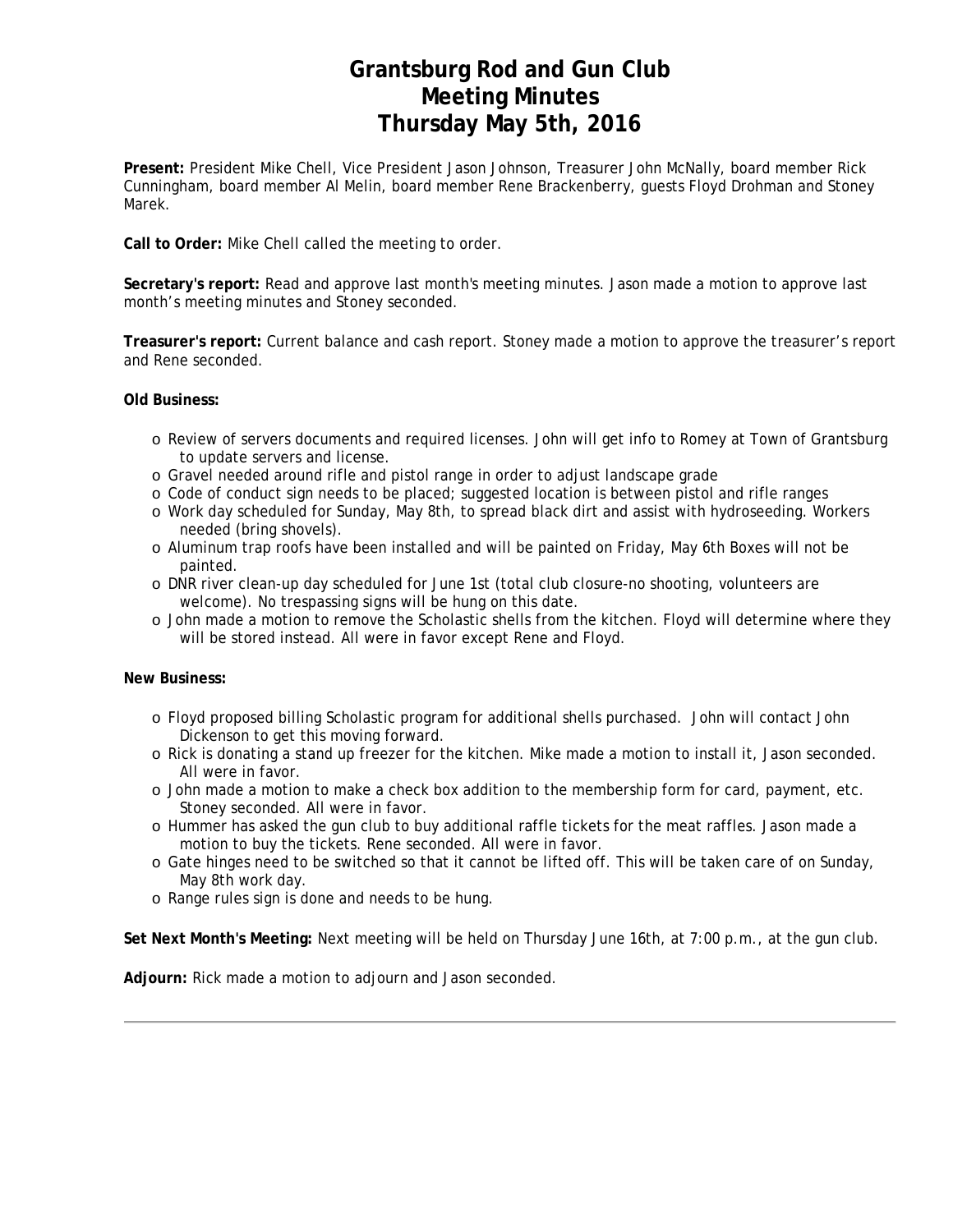# Grantsburg Rod and Gun Club
# Meeting Minutes
# Thursday May 5th, 2016

**Present:** President Mike Chell, Vice President Jason Johnson, Treasurer John McNally, board member Rick Cunningham, board member Al Melin, board member Rene Brackenberry, guests Floyd Drohman and Stoney Marek.

**Call to Order:** Mike Chell called the meeting to order.

**Secretary's report:** Read and approve last month's meeting minutes. Jason made a motion to approve last month's meeting minutes and Stoney seconded.

**Treasurer's report:** Current balance and cash report. Stoney made a motion to approve the treasurer's report and Rene seconded.

**Old Business:**

- Review of servers documents and required licenses. John will get info to Romey at Town of Grantsburg to update servers and license.
- Gravel needed around rifle and pistol range in order to adjust landscape grade
- Code of conduct sign needs to be placed; suggested location is between pistol and rifle ranges
- Work day scheduled for Sunday, May 8th, to spread black dirt and assist with hydroseeding. Workers needed (bring shovels).
- Aluminum trap roofs have been installed and will be painted on Friday, May 6th Boxes will not be painted.
- DNR river clean-up day scheduled for June 1st (total club closure-no shooting, volunteers are welcome). No trespassing signs will be hung on this date.
- John made a motion to remove the Scholastic shells from the kitchen. Floyd will determine where they will be stored instead. All were in favor except Rene and Floyd.

**New Business:**

- Floyd proposed billing Scholastic program for additional shells purchased. John will contact John Dickenson to get this moving forward.
- Rick is donating a stand up freezer for the kitchen. Mike made a motion to install it, Jason seconded. All were in favor.
- John made a motion to make a check box addition to the membership form for card, payment, etc. Stoney seconded. All were in favor.
- Hummer has asked the gun club to buy additional raffle tickets for the meat raffles. Jason made a motion to buy the tickets. Rene seconded. All were in favor.
- Gate hinges need to be switched so that it cannot be lifted off. This will be taken care of on Sunday, May 8th work day.
- Range rules sign is done and needs to be hung.

**Set Next Month's Meeting:** Next meeting will be held on Thursday June 16th, at 7:00 p.m., at the gun club.

**Adjourn:** Rick made a motion to adjourn and Jason seconded.

---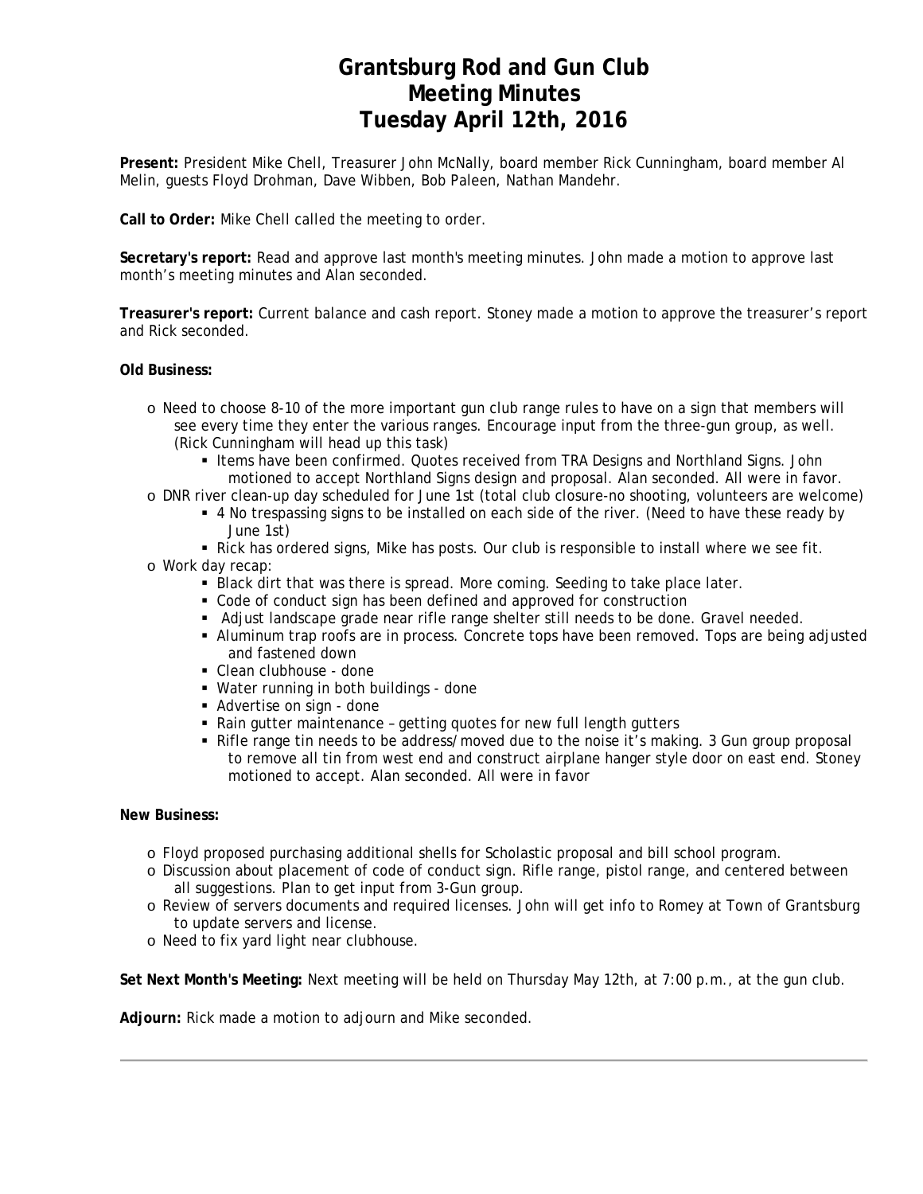# Grantsburg Rod and Gun Club
# Meeting Minutes
# Tuesday April 12th, 2016

**Present:** President Mike Chell, Treasurer John McNally, board member Rick Cunningham, board member Al Melin, guests Floyd Drohman, Dave Wibben, Bob Paleen, Nathan Mandehr.

**Call to Order:** Mike Chell called the meeting to order.

**Secretary's report:** Read and approve last month's meeting minutes. John made a motion to approve last month's meeting minutes and Alan seconded.

**Treasurer's report:** Current balance and cash report. Stoney made a motion to approve the treasurer's report and Rick seconded.

**Old Business:**

- Need to choose 8-10 of the more important gun club range rules to have on a sign that members will see every time they enter the various ranges. Encourage input from the three-gun group, as well. (Rick Cunningham will head up this task)
  - Items have been confirmed. Quotes received from TRA Designs and Northland Signs. John motioned to accept Northland Signs design and proposal. Alan seconded. All were in favor.
- DNR river clean-up day scheduled for June 1st (total club closure-no shooting, volunteers are welcome)
  - 4 No trespassing signs to be installed on each side of the river. (Need to have these ready by June 1st)
  - Rick has ordered signs, Mike has posts. Our club is responsible to install where we see fit.
- Work day recap:
  - Black dirt that was there is spread. More coming. Seeding to take place later.
  - Code of conduct sign has been defined and approved for construction
  - Adjust landscape grade near rifle range shelter still needs to be done. Gravel needed.
  - Aluminum trap roofs are in process. Concrete tops have been removed. Tops are being adjusted and fastened down
  - Clean clubhouse - done
  - Water running in both buildings - done
  - Advertise on sign - done
  - Rain gutter maintenance – getting quotes for new full length gutters
  - Rifle range tin needs to be address/moved due to the noise it's making. 3 Gun group proposal to remove all tin from west end and construct airplane hanger style door on east end. Stoney motioned to accept. Alan seconded. All were in favor

**New Business:**

- Floyd proposed purchasing additional shells for Scholastic proposal and bill school program.
- Discussion about placement of code of conduct sign. Rifle range, pistol range, and centered between all suggestions. Plan to get input from 3-Gun group.
- Review of servers documents and required licenses. John will get info to Romey at Town of Grantsburg to update servers and license.
- Need to fix yard light near clubhouse.

**Set Next Month's Meeting:** Next meeting will be held on Thursday May 12th, at 7:00 p.m., at the gun club.

**Adjourn:** Rick made a motion to adjourn and Mike seconded.

---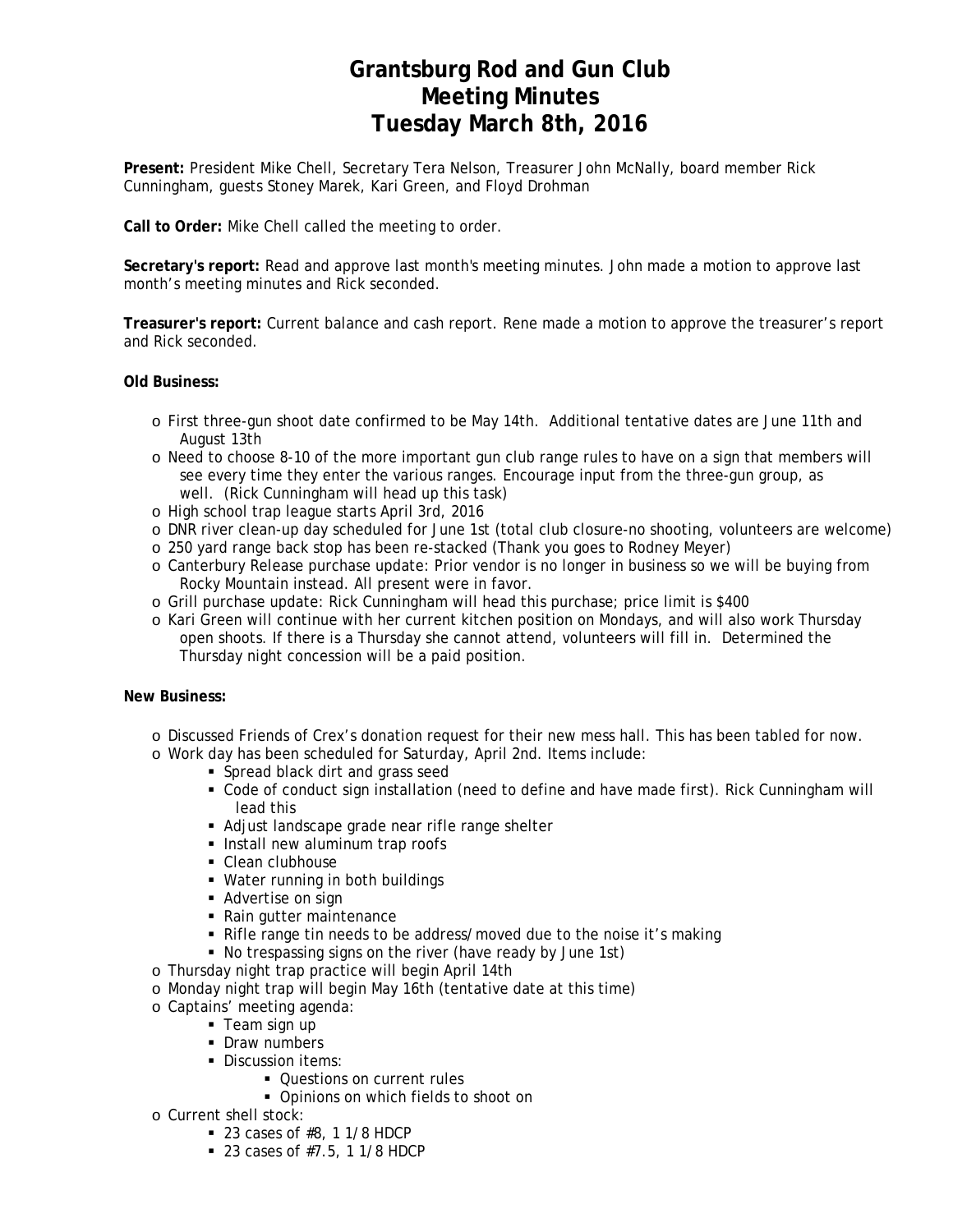# Grantsburg Rod and Gun Club
# Meeting Minutes
# Tuesday March 8th, 2016

**Present:** President Mike Chell, Secretary Tera Nelson, Treasurer John McNally, board member Rick Cunningham, guests Stoney Marek, Kari Green, and Floyd Drohman

**Call to Order:** Mike Chell called the meeting to order.

**Secretary's report:** Read and approve last month's meeting minutes. John made a motion to approve last month's meeting minutes and Rick seconded.

**Treasurer's report:** Current balance and cash report. Rene made a motion to approve the treasurer's report and Rick seconded.

**Old Business:**

- First three-gun shoot date confirmed to be May 14th. Additional tentative dates are June 11th and August 13th
- Need to choose 8-10 of the more important gun club range rules to have on a sign that members will see every time they enter the various ranges. Encourage input from the three-gun group, as well. (Rick Cunningham will head up this task)
- High school trap league starts April 3rd, 2016
- DNR river clean-up day scheduled for June 1st (total club closure-no shooting, volunteers are welcome)
- 250 yard range back stop has been re-stacked (Thank you goes to Rodney Meyer)
- Canterbury Release purchase update: Prior vendor is no longer in business so we will be buying from Rocky Mountain instead. All present were in favor.
- Grill purchase update: Rick Cunningham will head this purchase; price limit is $400
- Kari Green will continue with her current kitchen position on Mondays, and will also work Thursday open shoots. If there is a Thursday she cannot attend, volunteers will fill in. Determined the Thursday night concession will be a paid position.

**New Business:**

- Discussed Friends of Crex's donation request for their new mess hall. This has been tabled for now.
- Work day has been scheduled for Saturday, April 2nd. Items include:
  - Spread black dirt and grass seed
  - Code of conduct sign installation (need to define and have made first). Rick Cunningham will lead this
  - Adjust landscape grade near rifle range shelter
  - Install new aluminum trap roofs
  - Clean clubhouse
  - Water running in both buildings
  - Advertise on sign
  - Rain gutter maintenance
  - Rifle range tin needs to be address/moved due to the noise it's making
  - No trespassing signs on the river (have ready by June 1st)
- Thursday night trap practice will begin April 14th
- Monday night trap will begin May 16th (tentative date at this time)
- Captains' meeting agenda:
  - Team sign up
  - Draw numbers
  - Discussion items:
    - Questions on current rules
    - Opinions on which fields to shoot on
- Current shell stock:
  - 23 cases of #8, 1 1/8 HDCP
  - 23 cases of #7.5, 1 1/8 HDCP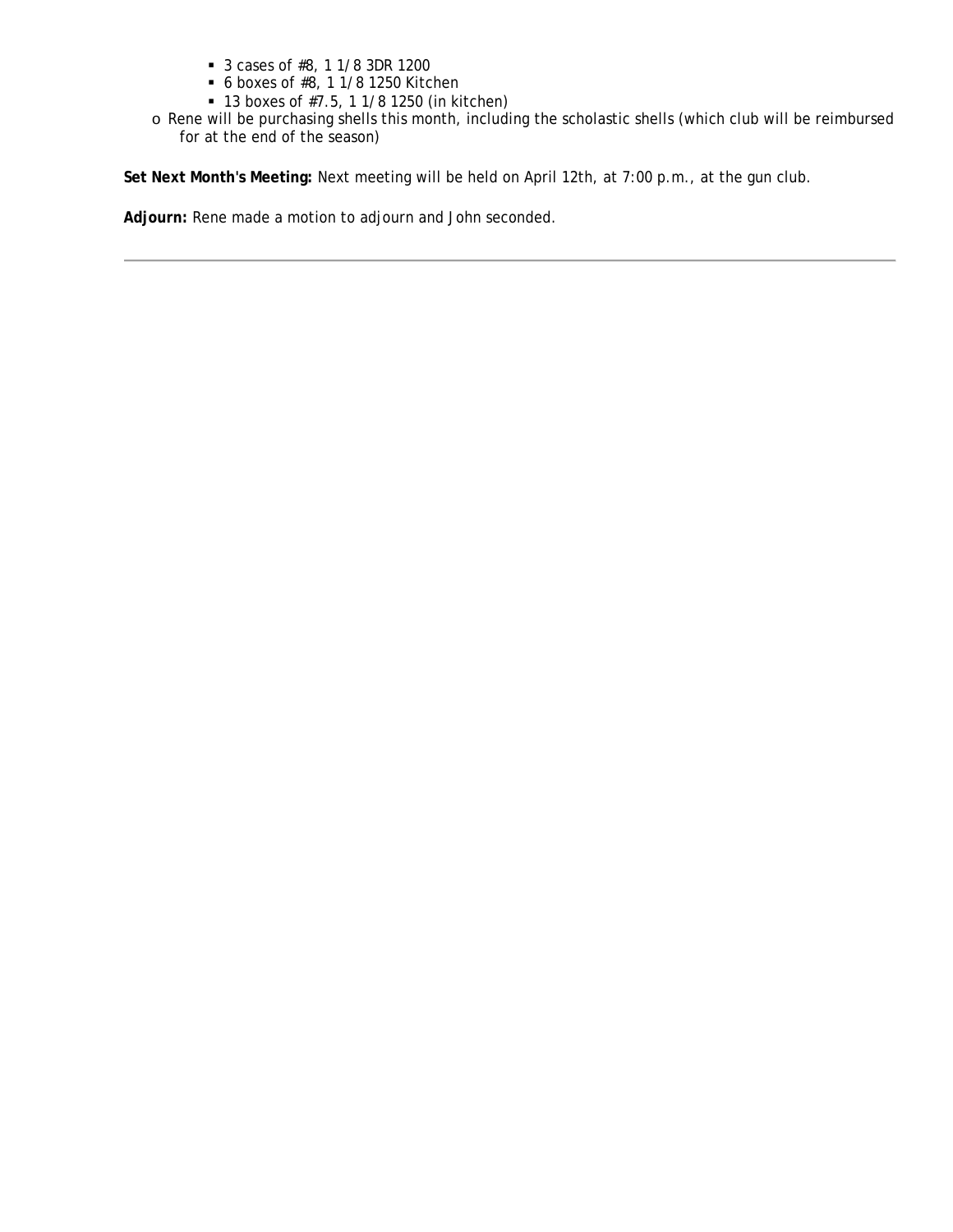- 3 cases of #8, 1 1/8 3DR 1200
    - 6 boxes of #8, 1 1/8 1250 Kitchen
    - 13 boxes of #7.5, 1 1/8 1250 (in kitchen)
  - Rene will be purchasing shells this month, including the scholastic shells (which club will be reimbursed for at the end of the season)

**Set Next Month's Meeting:** Next meeting will be held on April 12th, at 7:00 p.m., at the gun club.

**Adjourn:** Rene made a motion to adjourn and John seconded.

---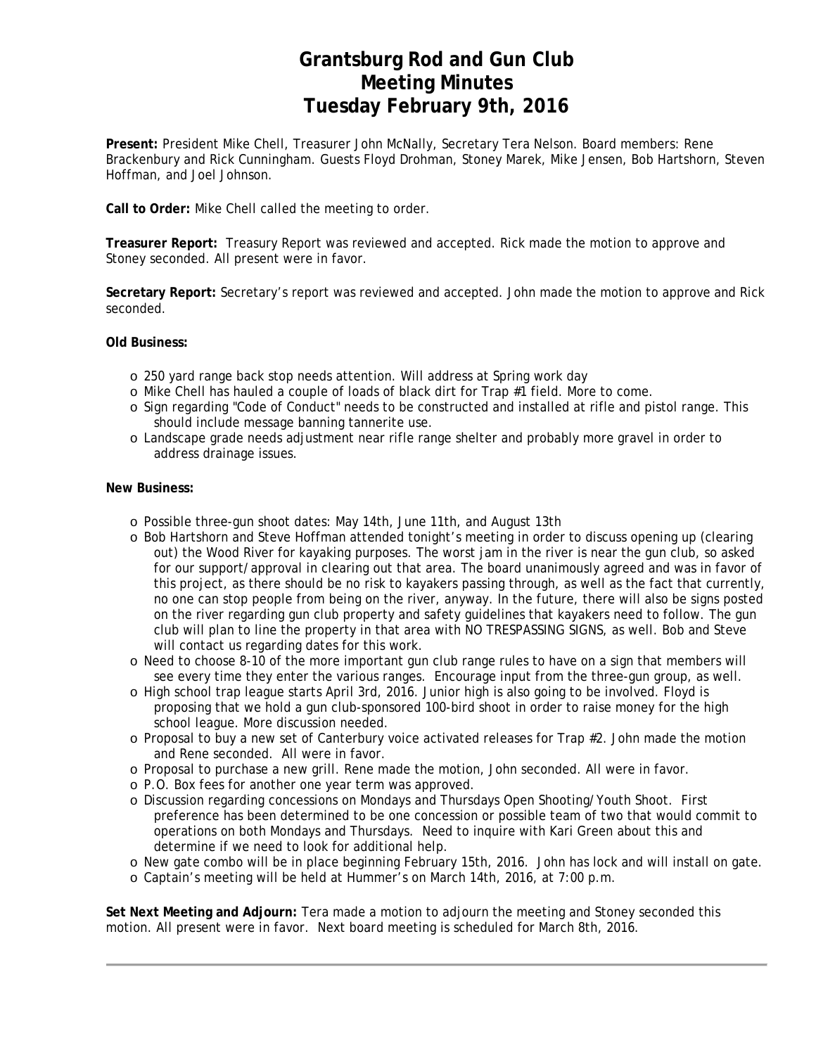# Grantsburg Rod and Gun Club
# Meeting Minutes
# Tuesday February 9th, 2016

**Present:** President Mike Chell, Treasurer John McNally, Secretary Tera Nelson. Board members: Rene Brackenbury and Rick Cunningham. Guests Floyd Drohman, Stoney Marek, Mike Jensen, Bob Hartshorn, Steven Hoffman, and Joel Johnson.

**Call to Order:** Mike Chell called the meeting to order.

**Treasurer Report:** Treasury Report was reviewed and accepted. Rick made the motion to approve and Stoney seconded. All present were in favor.

**Secretary Report:** Secretary's report was reviewed and accepted. John made the motion to approve and Rick seconded.

**Old Business:**

- 250 yard range back stop needs attention. Will address at Spring work day
- Mike Chell has hauled a couple of loads of black dirt for Trap #1 field. More to come.
- Sign regarding "Code of Conduct" needs to be constructed and installed at rifle and pistol range. This should include message banning tannerite use.
- Landscape grade needs adjustment near rifle range shelter and probably more gravel in order to address drainage issues.

**New Business:**

- Possible three-gun shoot dates: May 14th, June 11th, and August 13th
- Bob Hartshorn and Steve Hoffman attended tonight's meeting in order to discuss opening up (clearing out) the Wood River for kayaking purposes. The worst jam in the river is near the gun club, so asked for our support/approval in clearing out that area. The board unanimously agreed and was in favor of this project, as there should be no risk to kayakers passing through, as well as the fact that currently, no one can stop people from being on the river, anyway. In the future, there will also be signs posted on the river regarding gun club property and safety guidelines that kayakers need to follow. The gun club will plan to line the property in that area with NO TRESPASSING SIGNS, as well. Bob and Steve will contact us regarding dates for this work.
- Need to choose 8-10 of the more important gun club range rules to have on a sign that members will see every time they enter the various ranges. Encourage input from the three-gun group, as well.
- High school trap league starts April 3rd, 2016. Junior high is also going to be involved. Floyd is proposing that we hold a gun club-sponsored 100-bird shoot in order to raise money for the high school league. More discussion needed.
- Proposal to buy a new set of Canterbury voice activated releases for Trap #2. John made the motion and Rene seconded. All were in favor.
- Proposal to purchase a new grill. Rene made the motion, John seconded. All were in favor.
- P.O. Box fees for another one year term was approved.
- Discussion regarding concessions on Mondays and Thursdays Open Shooting/Youth Shoot. First preference has been determined to be one concession or possible team of two that would commit to operations on both Mondays and Thursdays. Need to inquire with Kari Green about this and determine if we need to look for additional help.
- New gate combo will be in place beginning February 15th, 2016. John has lock and will install on gate.
- Captain's meeting will be held at Hummer's on March 14th, 2016, at 7:00 p.m.

**Set Next Meeting and Adjourn:** Tera made a motion to adjourn the meeting and Stoney seconded this motion. All present were in favor. Next board meeting is scheduled for March 8th, 2016.